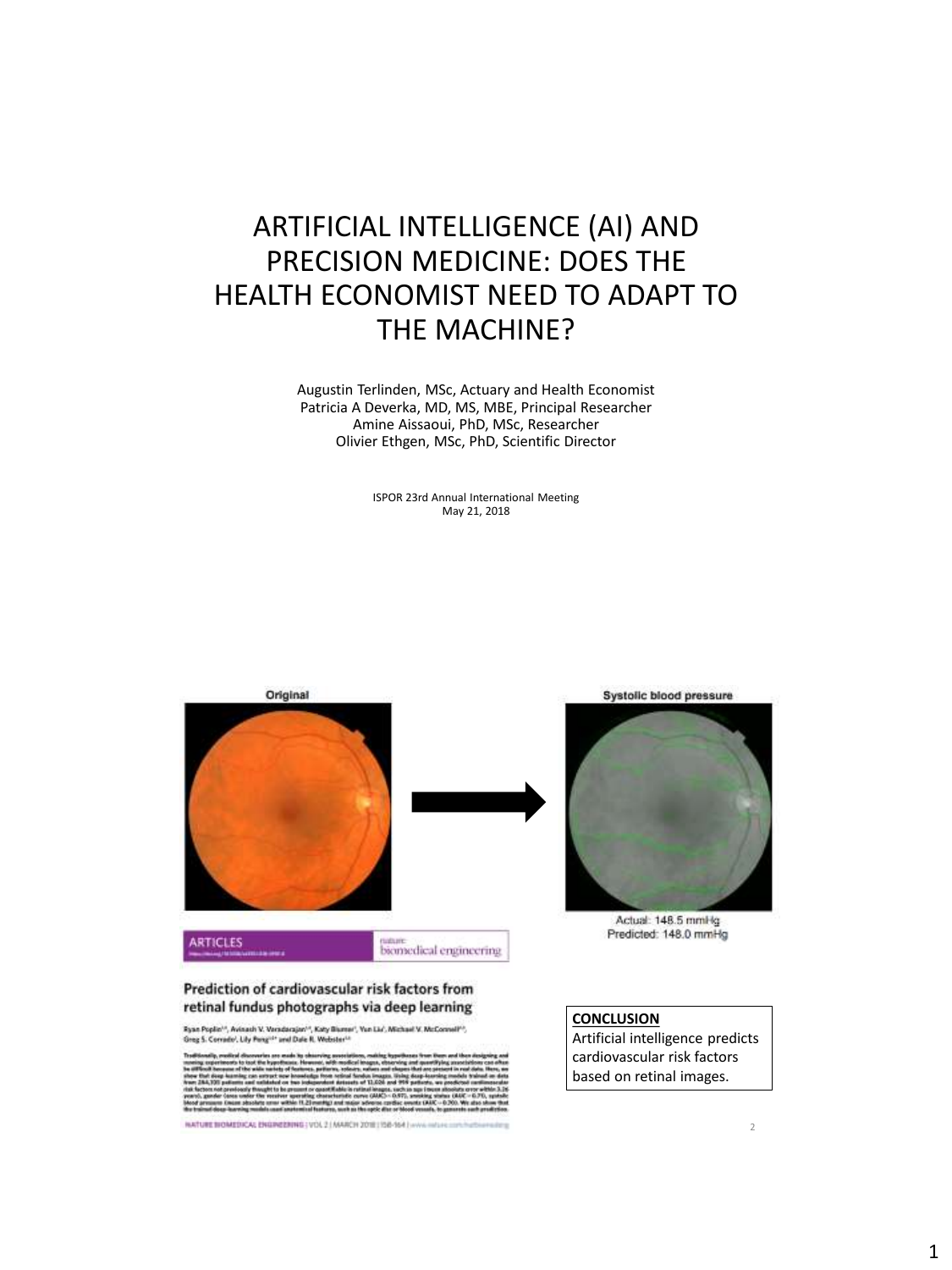# ARTIFICIAL INTELLIGENCE (AI) AND PRECISION MEDICINE: DOES THE HEALTH ECONOMIST NEED TO ADAPT TO THE MACHINE?

Augustin Terlinden, MSc, Actuary and Health Economist
Patricia A Deverka, MD, MS, MBE, Principal Researcher
Amine Aissaoui, PhD, MSc, Researcher
Olivier Ethgen, MSc, PhD, Scientific Director

ISPOR 23rd Annual International Meeting
May 21, 2018

Original

Systolic blood pressure

Actual: 148.5 mmHg
Predicted: 148.0 mmHg

ARTICLES — nature biomedical engineering

**Prediction of cardiovascular risk factors from retinal fundus photographs via deep learning**

**CONCLUSION**

Artificial intelligence predicts cardiovascular risk factors based on retinal images.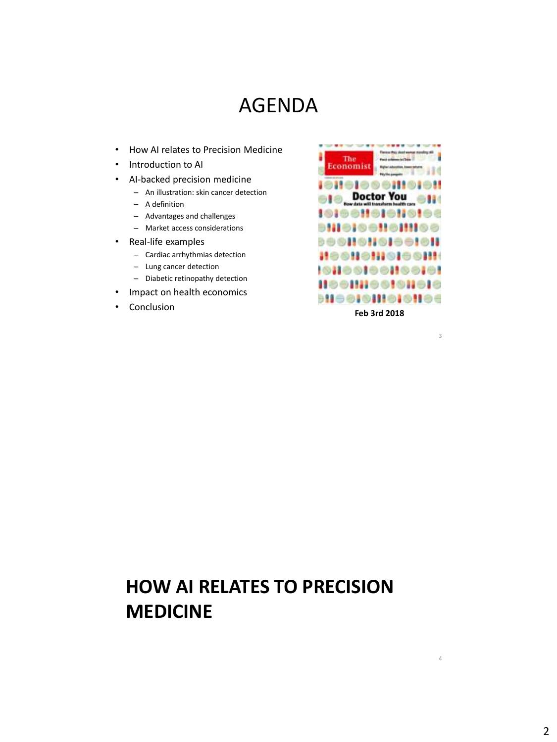# AGENDA

- How AI relates to Precision Medicine
- Introduction to AI
- AI-backed precision medicine
  - An illustration: skin cancer detection
  - A definition
  - Advantages and challenges
  - Market access considerations
- Real-life examples
  - Cardiac arrhythmias detection
  - Lung cancer detection
  - Diabetic retinopathy detection
- Impact on health economics
- Conclusion

**Feb 3rd 2018**

# HOW AI RELATES TO PRECISION MEDICINE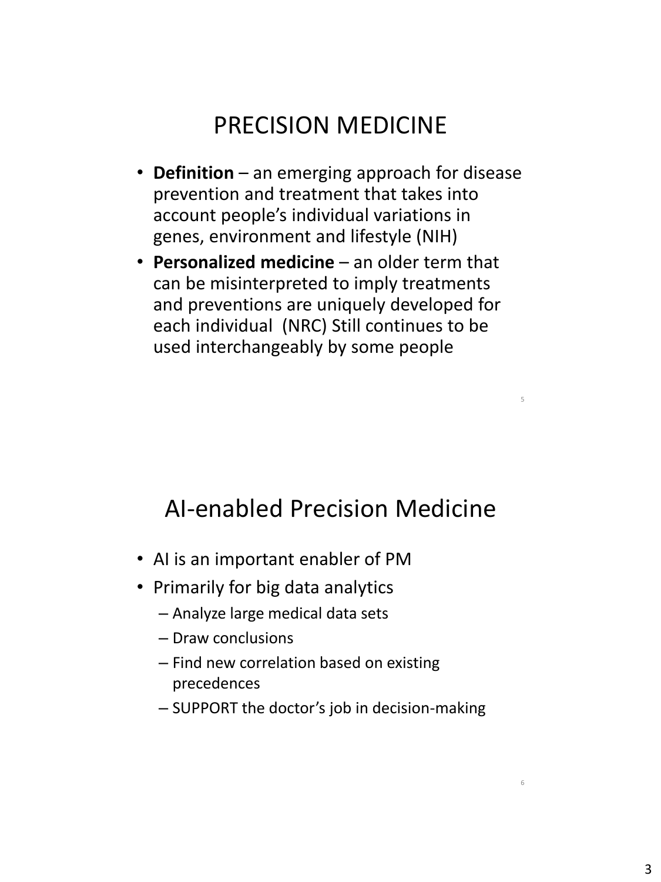# PRECISION MEDICINE

- **Definition** – an emerging approach for disease prevention and treatment that takes into account people's individual variations in genes, environment and lifestyle (NIH)
- **Personalized medicine** – an older term that can be misinterpreted to imply treatments and preventions are uniquely developed for each individual (NRC) Still continues to be used interchangeably by some people

# AI-enabled Precision Medicine

- AI is an important enabler of PM
- Primarily for big data analytics
  - Analyze large medical data sets
  - Draw conclusions
  - Find new correlation based on existing precedences
  - SUPPORT the doctor's job in decision-making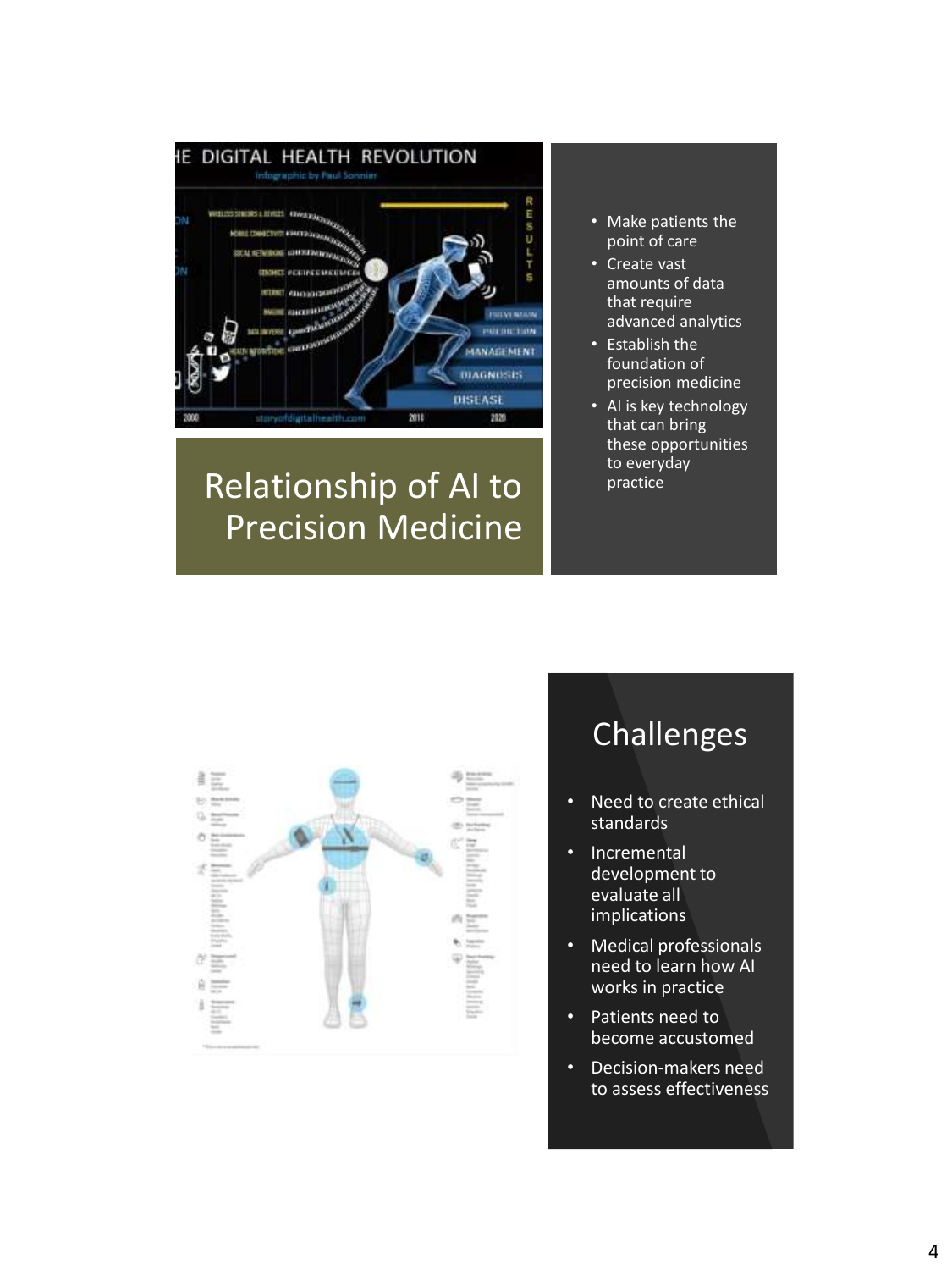# Relationship of AI to Precision Medicine

- Make patients the point of care
- Create vast amounts of data that require advanced analytics
- Establish the foundation of precision medicine
- AI is key technology that can bring these opportunities to everyday practice

# Challenges

- Need to create ethical standards
- Incremental development to evaluate all implications
- Medical professionals need to learn how AI works in practice
- Patients need to become accustomed
- Decision-makers need to assess effectiveness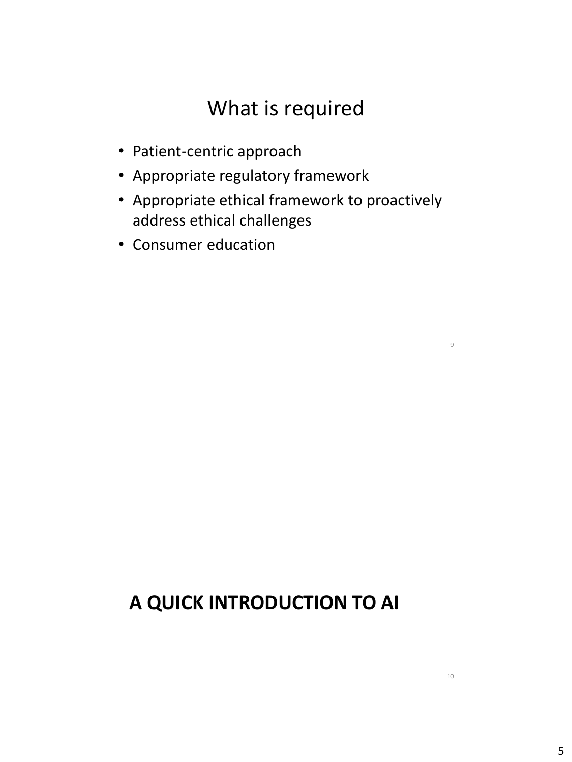# What is required

- Patient-centric approach
- Appropriate regulatory framework
- Appropriate ethical framework to proactively address ethical challenges
- Consumer education

# A QUICK INTRODUCTION TO AI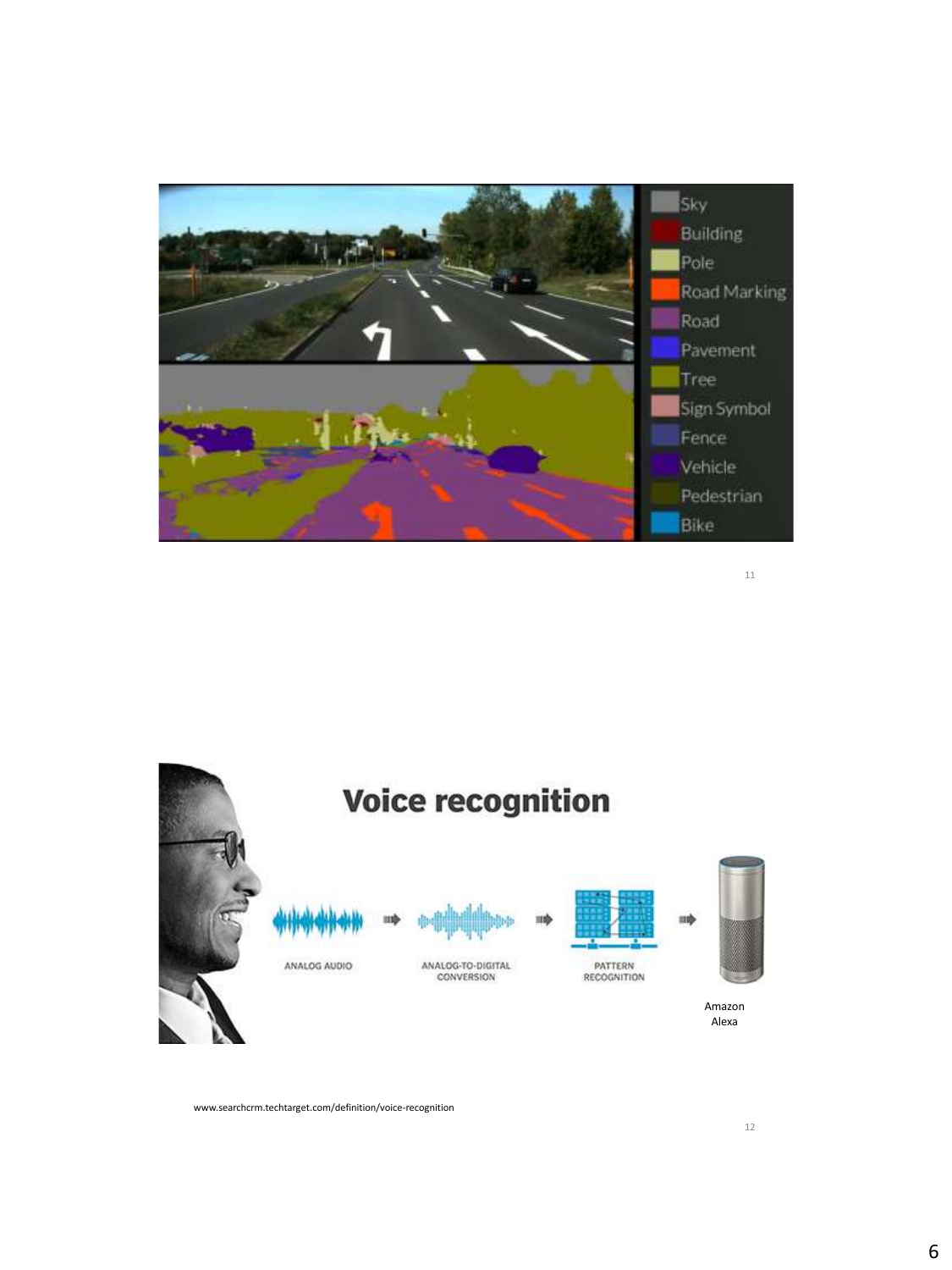Sky
Building
Pole
Road Marking
Road
Pavement
Tree
Sign Symbol
Fence
Vehicle
Pedestrian
Bike

# Voice recognition

ANALOG AUDIO → ANALOG-TO-DIGITAL CONVERSION → PATTERN RECOGNITION → Amazon Alexa

www.searchcrm.techtarget.com/definition/voice-recognition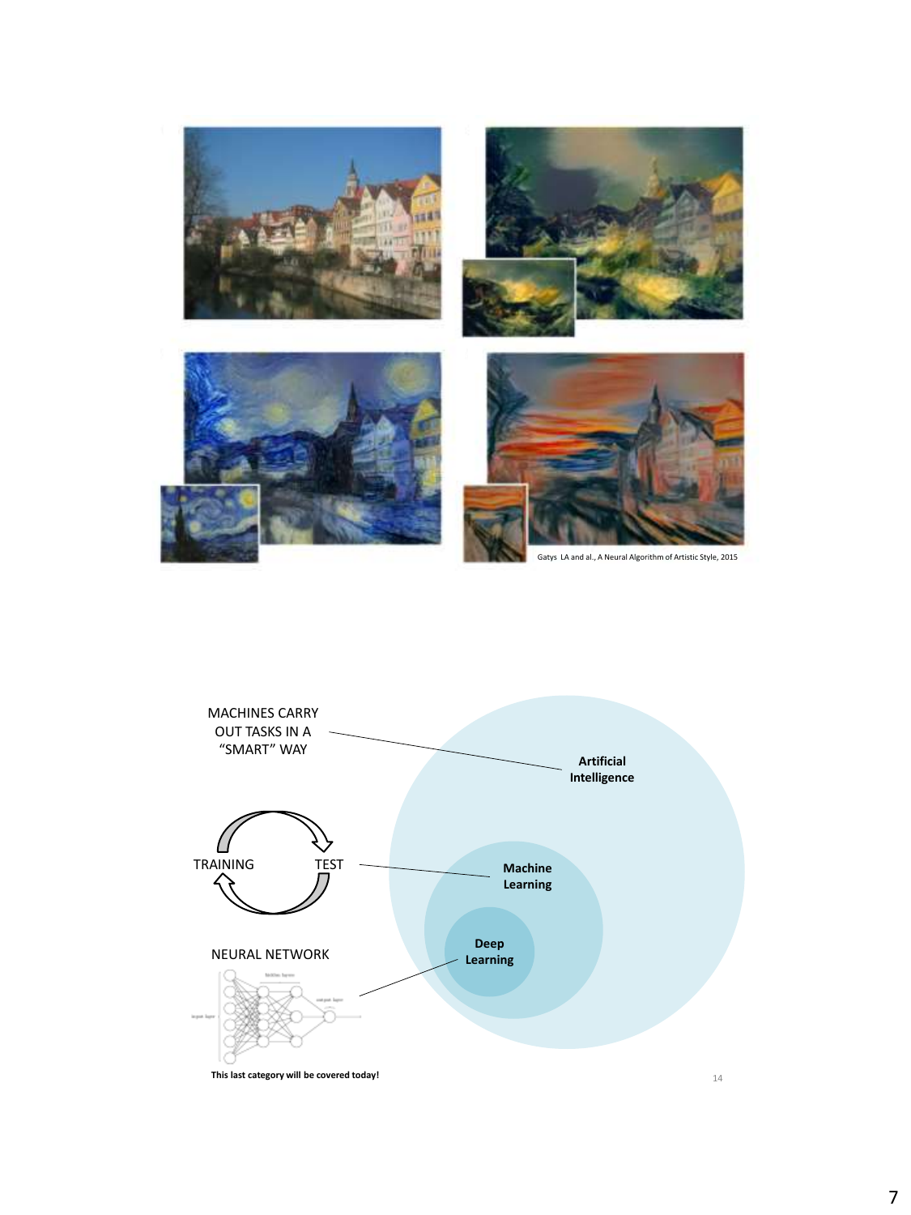Gatys LA and al., A Neural Algorithm of Artistic Style, 2015

MACHINES CARRY OUT TASKS IN A "SMART" WAY

TRAINING

TEST

NEURAL NETWORK

**Artificial Intelligence**

**Machine Learning**

**Deep Learning**

**This last category will be covered today!**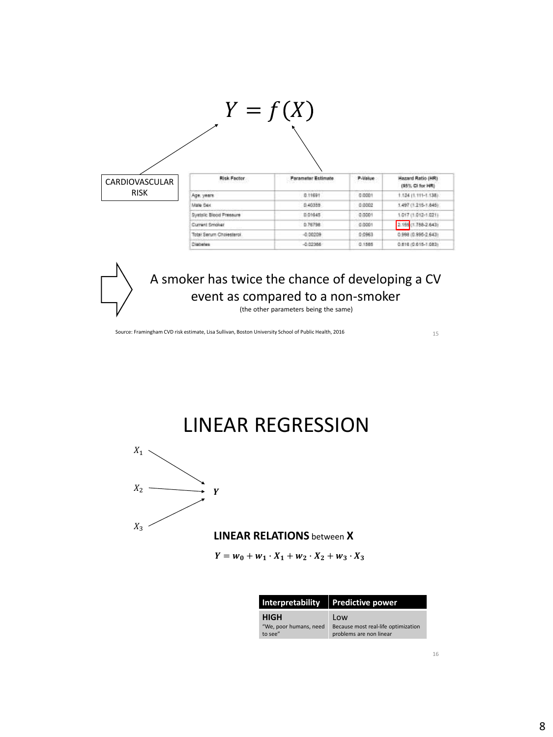$$Y = f(X)$$

CARDIOVASCULAR RISK

| Risk Factor | Parameter Estimate | P-Value | Hazard Ratio (HR) (95% CI for HR) |
| --- | --- | --- | --- |
| Age, years | 0.11691 | 0.0001 | 1.124 (1.111-1.138) |
| Male Sex | 0.40359 | 0.0002 | 1.497 (1.215-1.845) |
| Systolic Blood Pressure | 0.01645 | 0.0001 | 1.017 (1.012-1.021) |
| Current Smoker | 0.76798 | 0.0001 | 2.155 (1.758-2.643) |
| Total Serum Cholesterol | -0.00209 | 0.0963 | 0.998 (0.995-2.643) |
| Diabetes | -0.02366 | 0.1585 | 0.816 (0.615-1.083) |

A smoker has twice the chance of developing a CV event as compared to a non-smoker
(the other parameters being the same)

Source: Framingham CVD risk estimate, Lisa Sullivan, Boston University School of Public Health, 2016

# LINEAR REGRESSION

$X_1$, $X_2$, $X_3$ → $Y$

**LINEAR RELATIONS** between **X**

$$Y = w_0 + w_1 \cdot X_1 + w_2 \cdot X_2 + w_3 \cdot X_3$$

| Interpretability | Predictive power |
| --- | --- |
| **HIGH** "We, poor humans, need to see" | Low Because most real-life optimization problems are non linear |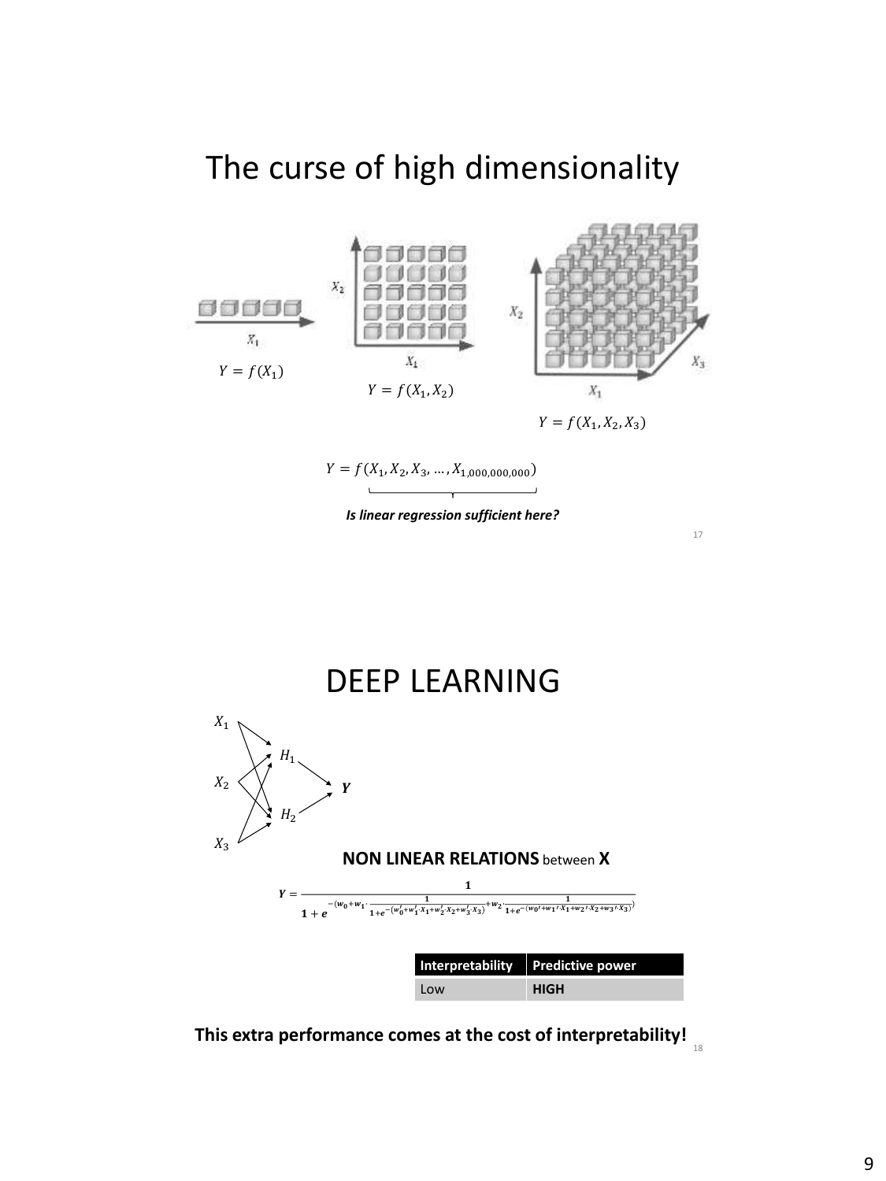# The curse of high dimensionality

$Y = f(X_1)$

$Y = f(X_1, X_2)$

$Y = f(X_1, X_2, X_3)$

$Y = f(X_1, X_2, X_3, \ldots, X_{1,000,000,000})$

***Is linear regression sufficient here?***

# DEEP LEARNING

**NON LINEAR RELATIONS** between **X**

$$\boldsymbol{Y} = \frac{\mathbf{1}}{\mathbf{1} + \boldsymbol{e}^{-\left(w_0 + w_1 \cdot \frac{1}{1+e^{-(w_0' + w_1' \cdot X_1 + w_2' \cdot X_2 + w_3' \cdot X_3)}} + w_2 \cdot \frac{1}{1+e^{-(w_0'' + w_1'' \cdot X_1 + w_2'' \cdot X_2 + w_3'' \cdot X_3)}}\right)}}$$

| Interpretability | Predictive power |
|---|---|
| Low | **HIGH** |

**This extra performance comes at the cost of interpretability!**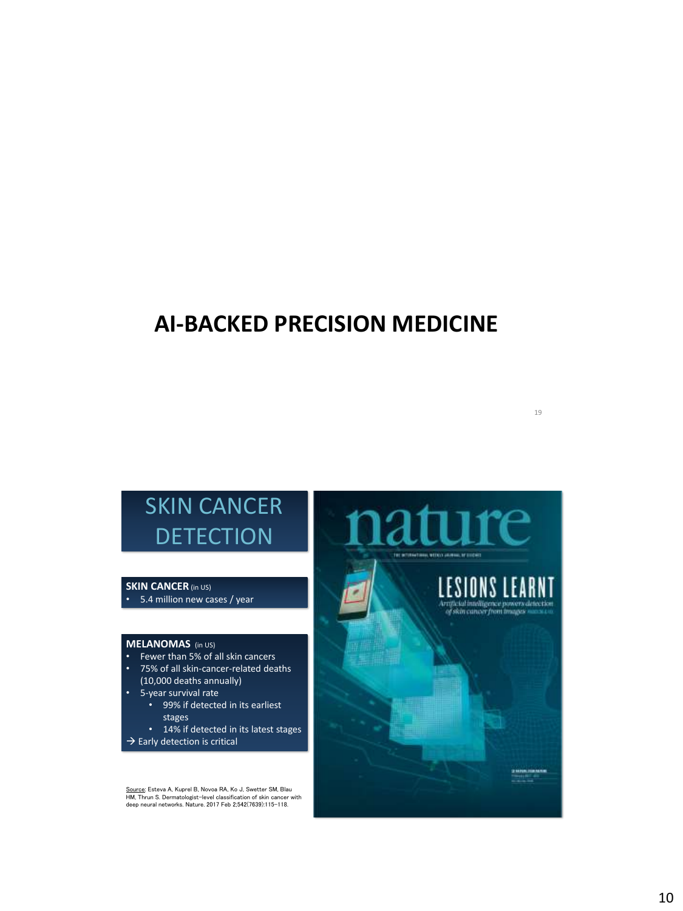# AI-BACKED PRECISION MEDICINE

## SKIN CANCER DETECTION

**SKIN CANCER** (in US)

- 5.4 million new cases / year

**MELANOMAS** (in US)

- Fewer than 5% of all skin cancers
- 75% of all skin-cancer-related deaths (10,000 deaths annually)
- 5-year survival rate
  - 99% if detected in its earliest stages
  - 14% if detected in its latest stages

→ Early detection is critical

Source: Esteva A, Kuprel B, Novoa RA, Ko J, Swetter SM, Blau HM, Thrun S. Dermatologist-level classification of skin cancer with deep neural networks. Nature. 2017 Feb 2;542(7639):115-118.

nature

LESIONS LEARNT

*Artificial intelligence powers detection of skin cancer from images*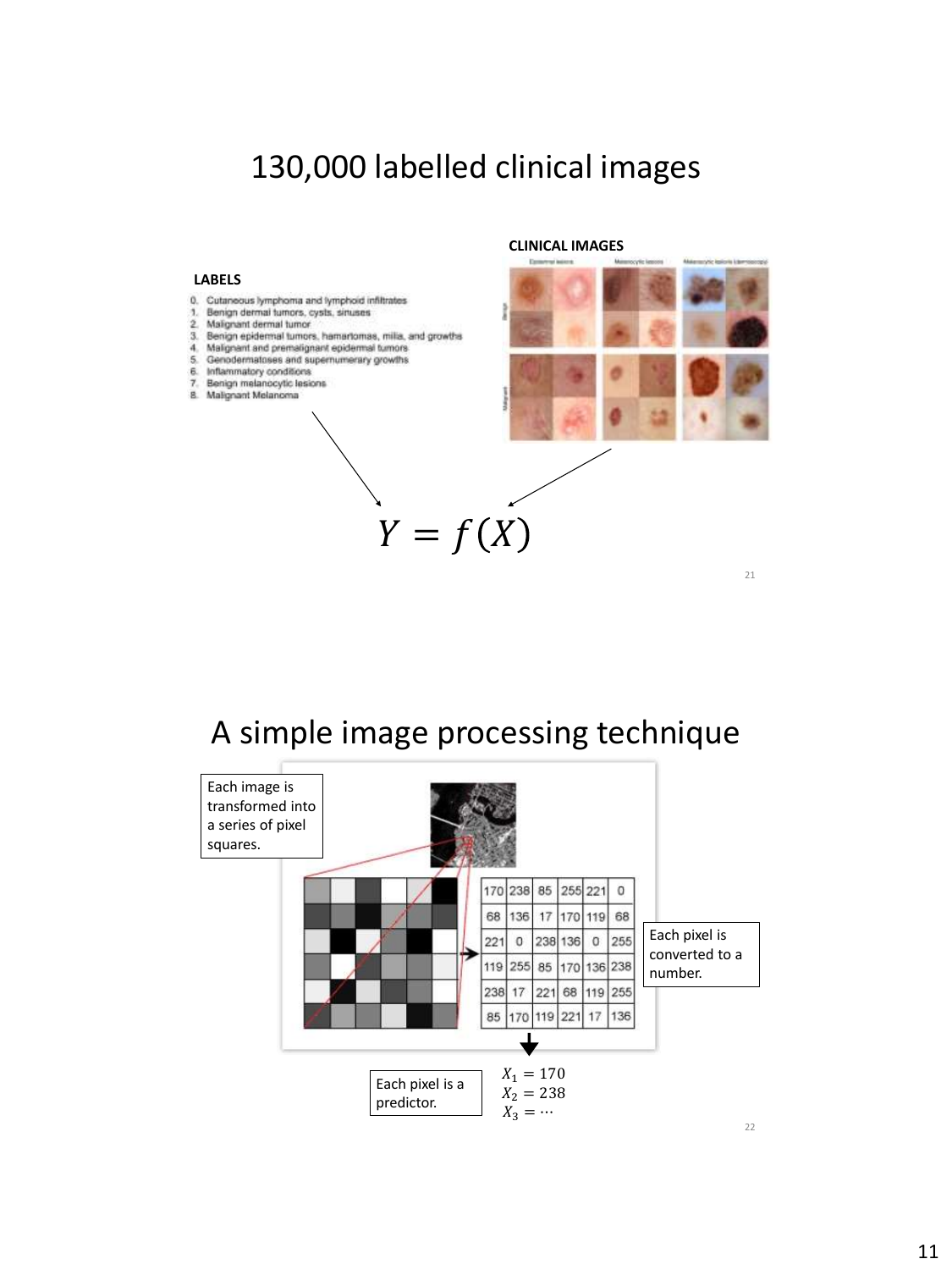## 130,000 labelled clinical images

**LABELS**

0. Cutaneous lymphoma and lymphoid infiltrates
1. Benign dermal tumors, cysts, sinuses
2. Malignant dermal tumor
3. Benign epidermal tumors, hamartomas, milia, and growths
4. Malignant and premalignant epidermal tumors
5. Genodermatoses and supernumerary growths
6. Inflammatory conditions
7. Benign melanocytic lesions
8. Malignant Melanoma

**CLINICAL IMAGES**

$$Y = f(X)$$

## A simple image processing technique

Each image is transformed into a series of pixel squares.

| | | | | | |
|---|---|---|---|---|---|
| 170 | 238 | 85 | 255 | 221 | 0 |
| 68 | 136 | 17 | 170 | 119 | 68 |
| 221 | 0 | 238 | 136 | 0 | 255 |
| 119 | 255 | 85 | 170 | 136 | 238 |
| 238 | 17 | 221 | 68 | 119 | 255 |
| 85 | 170 | 119 | 221 | 17 | 136 |

Each pixel is converted to a number.

Each pixel is a predictor.

$X_1 = 170$
$X_2 = 238$
$X_3 = \cdots$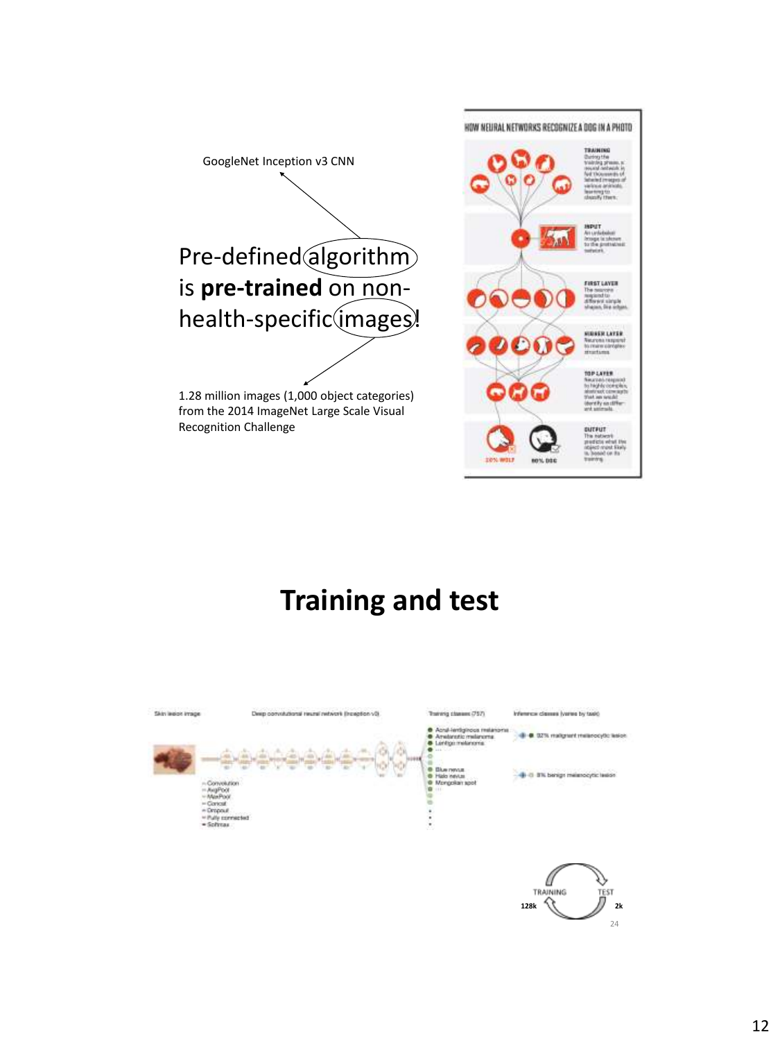GoogleNet Inception v3 CNN

Pre-defined algorithm is **pre-trained** on non-health-specific images!

1.28 million images (1,000 object categories) from the 2014 ImageNet Large Scale Visual Recognition Challenge

HOW NEURAL NETWORKS RECOGNIZE A DOG IN A PHOTO

# Training and test

Skin lesion image

Deep convolutional neural network (Inception v3)

Training classes (757)

Inference classes (varies by task)

TRAINING

TEST

128k

2k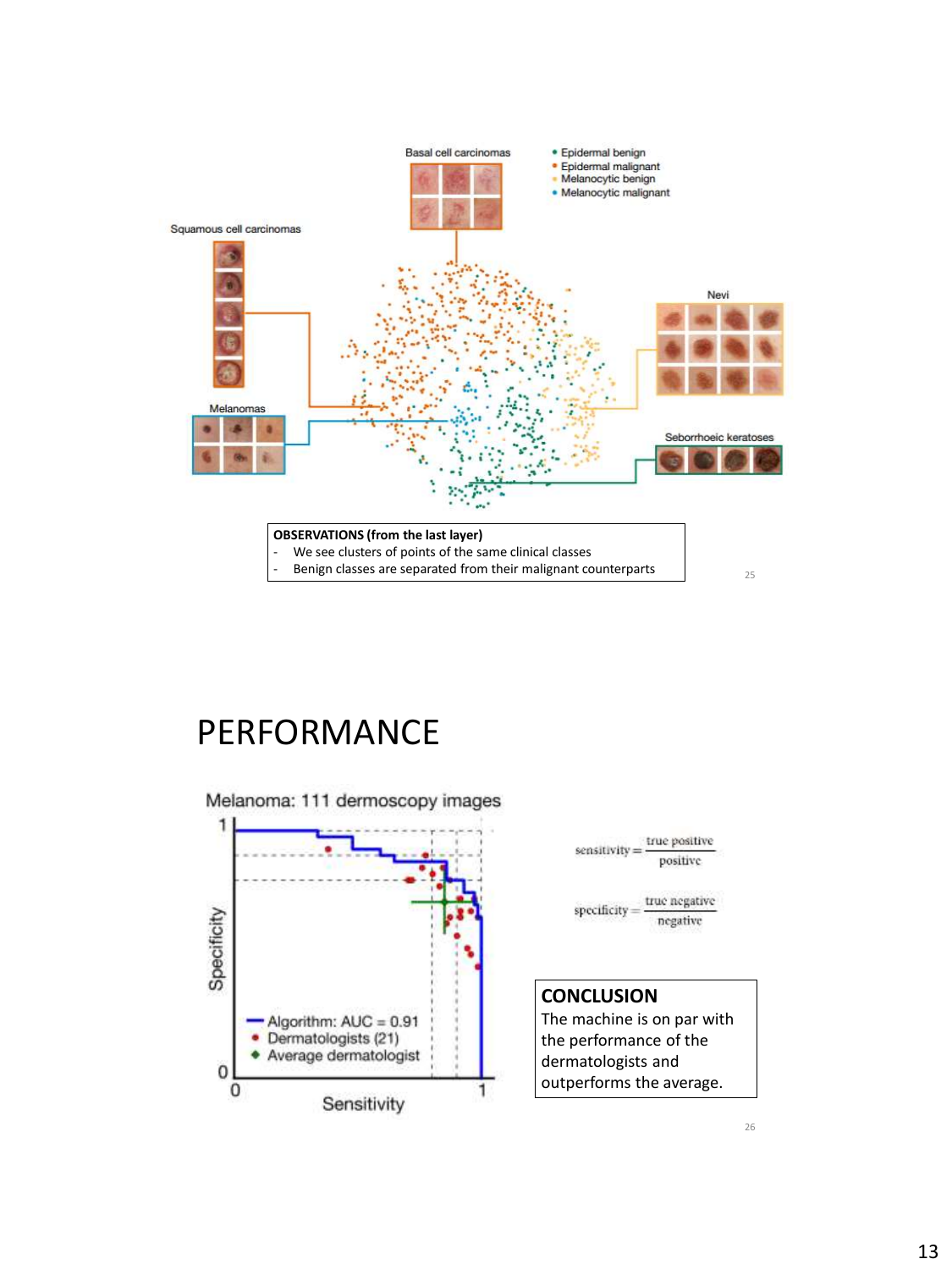Basal cell carcinomas

- Epidermal benign
- Epidermal malignant
- Melanocytic benign
- Melanocytic malignant

Squamous cell carcinomas

Nevi

Melanomas

Seborrhoeic keratoses

**OBSERVATIONS (from the last layer)**
- We see clusters of points of the same clinical classes
- Benign classes are separated from their malignant counterparts

# PERFORMANCE

Melanoma: 111 dermoscopy images

- Algorithm: AUC = 0.91
- Dermatologists (21)
- Average dermatologist

$$\text{sensitivity} = \frac{\text{true positive}}{\text{positive}}$$

$$\text{specificity} = \frac{\text{true negative}}{\text{negative}}$$

**CONCLUSION**
The machine is on par with the performance of the dermatologists and outperforms the average.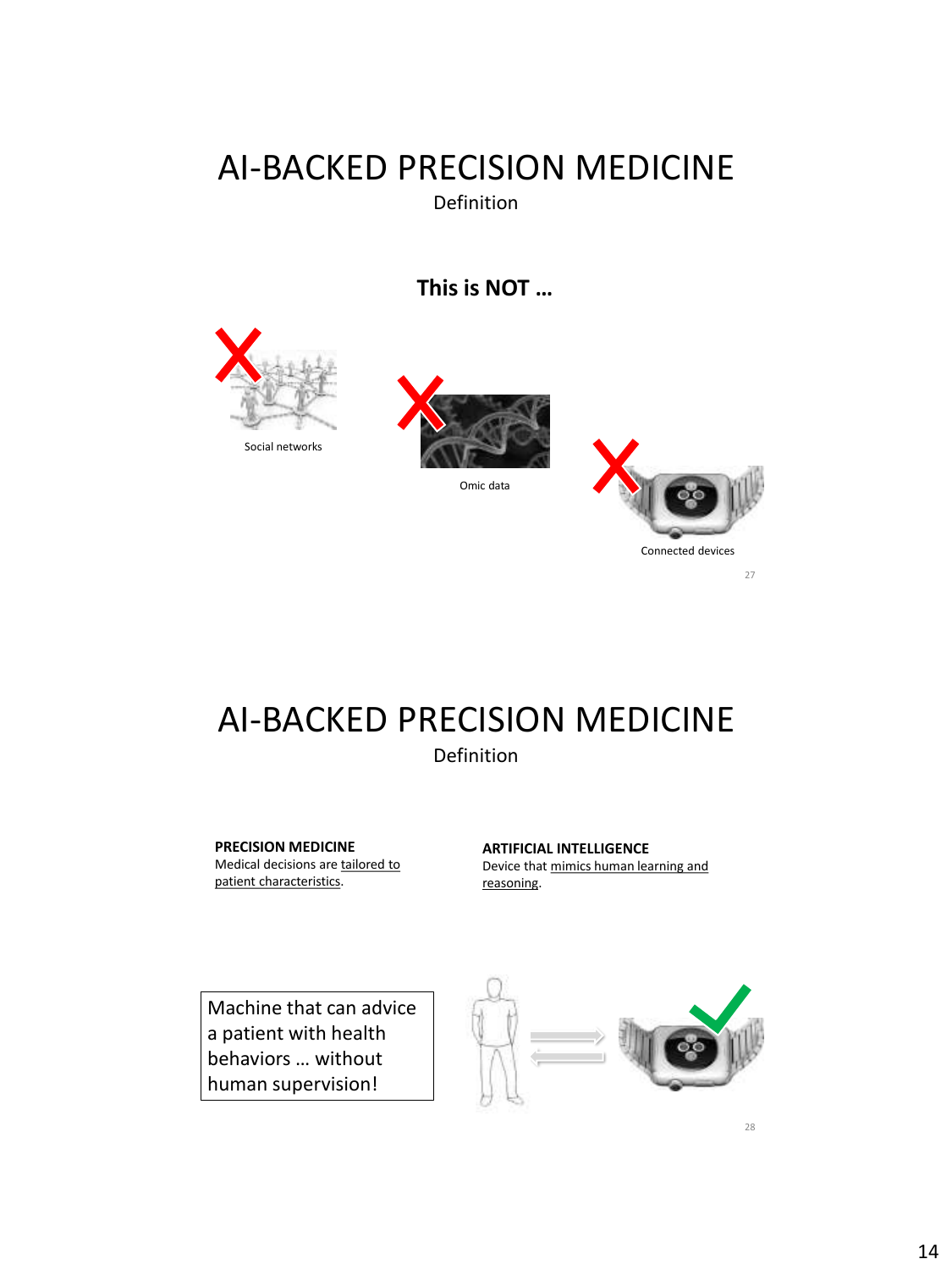# AI-BACKED PRECISION MEDICINE

Definition

**This is NOT …**

Social networks

Omic data

Connected devices

# AI-BACKED PRECISION MEDICINE

Definition

**PRECISION MEDICINE**
Medical decisions are tailored to patient characteristics.

**ARTIFICIAL INTELLIGENCE**
Device that mimics human learning and reasoning.

Machine that can advice a patient with health behaviors … without human supervision!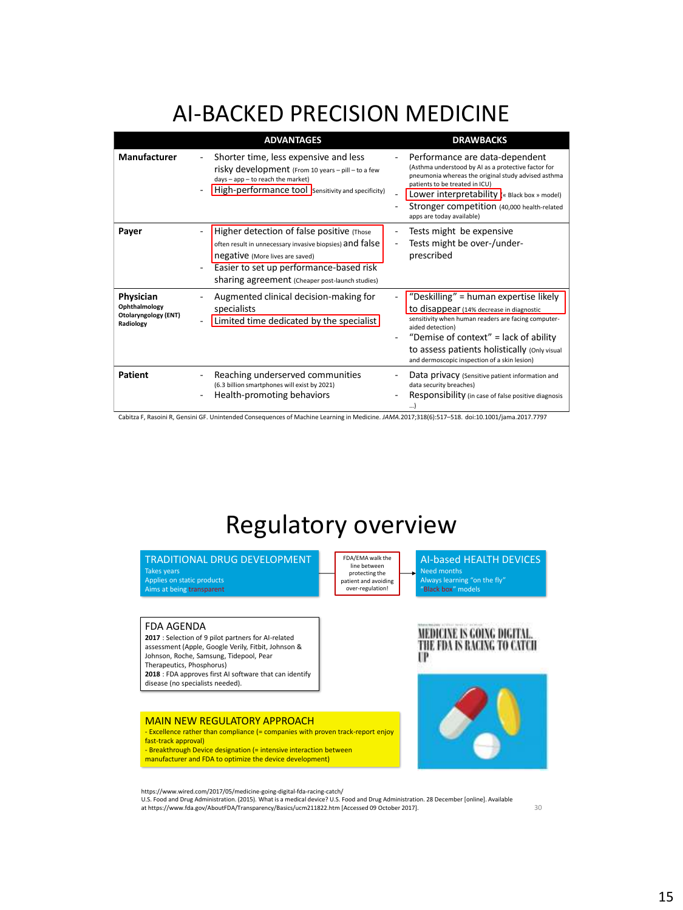# AI-BACKED PRECISION MEDICINE

| | ADVANTAGES | DRAWBACKS |
|---|---|---|
| **Manufacturer** | - Shorter time, less expensive and less risky development (From 10 years – pill – to a few days – app – to reach the market)<br>- High-performance tool (Sensitivity and specificity) | - Performance are data-dependent (Asthma understood by AI as a protective factor for pneumonia whereas the original study advised asthma patients to be treated in ICU)<br>- Lower interpretability (« Black box » model)<br>- Stronger competition (40,000 health-related apps are today available) |
| **Payer** | - Higher detection of false positive (Those often result in unnecessary invasive biopsies) and false negative (More lives are saved)<br>- Easier to set up performance-based risk sharing agreement (Cheaper post-launch studies) | - Tests might be expensive<br>- Tests might be over-/under-prescribed |
| **Physician**<br>**Ophthalmology**<br>**Otolaryngology (ENT)**<br>**Radiology** | - Augmented clinical decision-making for specialists<br>- Limited time dedicated by the specialist | - "Deskilling" = human expertise likely to disappear (14% decrease in diagnostic sensitivity when human readers are facing computer-aided detection)<br>- "Demise of context" = lack of ability to assess patients holistically (Only visual and dermoscopic inspection of a skin lesion) |
| **Patient** | - Reaching underserved communities (6.3 billion smartphones will exist by 2021)<br>- Health-promoting behaviors | - Data privacy (Sensitive patient information and data security breaches)<br>- Responsibility (in case of false positive diagnosis …) |

Cabitza F, Rasoini R, Gensini GF. Unintended Consequences of Machine Learning in Medicine. *JAMA*.2017;318(6):517–518. doi:10.1001/jama.2017.7797

# Regulatory overview

**TRADITIONAL DRUG DEVELOPMENT**
Takes years
Applies on static products
Aims at being transparent

FDA/EMA walk the line between protecting the patient and avoiding over-regulation!

**AI-based HEALTH DEVICES**
Need months
Always learning "on the fly"
"Black box" models

**FDA AGENDA**

**2017** : Selection of 9 pilot partners for AI-related assessment (Apple, Google Verily, Fitbit, Johnson & Johnson, Roche, Samsung, Tidepool, Pear Therapeutics, Phosphorus)
**2018** : FDA approves first AI software that can identify disease (no specialists needed).

MEDICINE IS GOING DIGITAL. THE FDA IS RACING TO CATCH UP

**MAIN NEW REGULATORY APPROACH**

- Excellence rather than compliance (= companies with proven track-report enjoy fast-track approval)
- Breakthrough Device designation (= intensive interaction between manufacturer and FDA to optimize the device development)

https://www.wired.com/2017/05/medicine-going-digital-fda-racing-catch/
U.S. Food and Drug Administration. (2015). What is a medical device? U.S. Food and Drug Administration. 28 December [online]. Available at https://www.fda.gov/AboutFDA/Transparency/Basics/ucm211822.htm [Accessed 09 October 2017].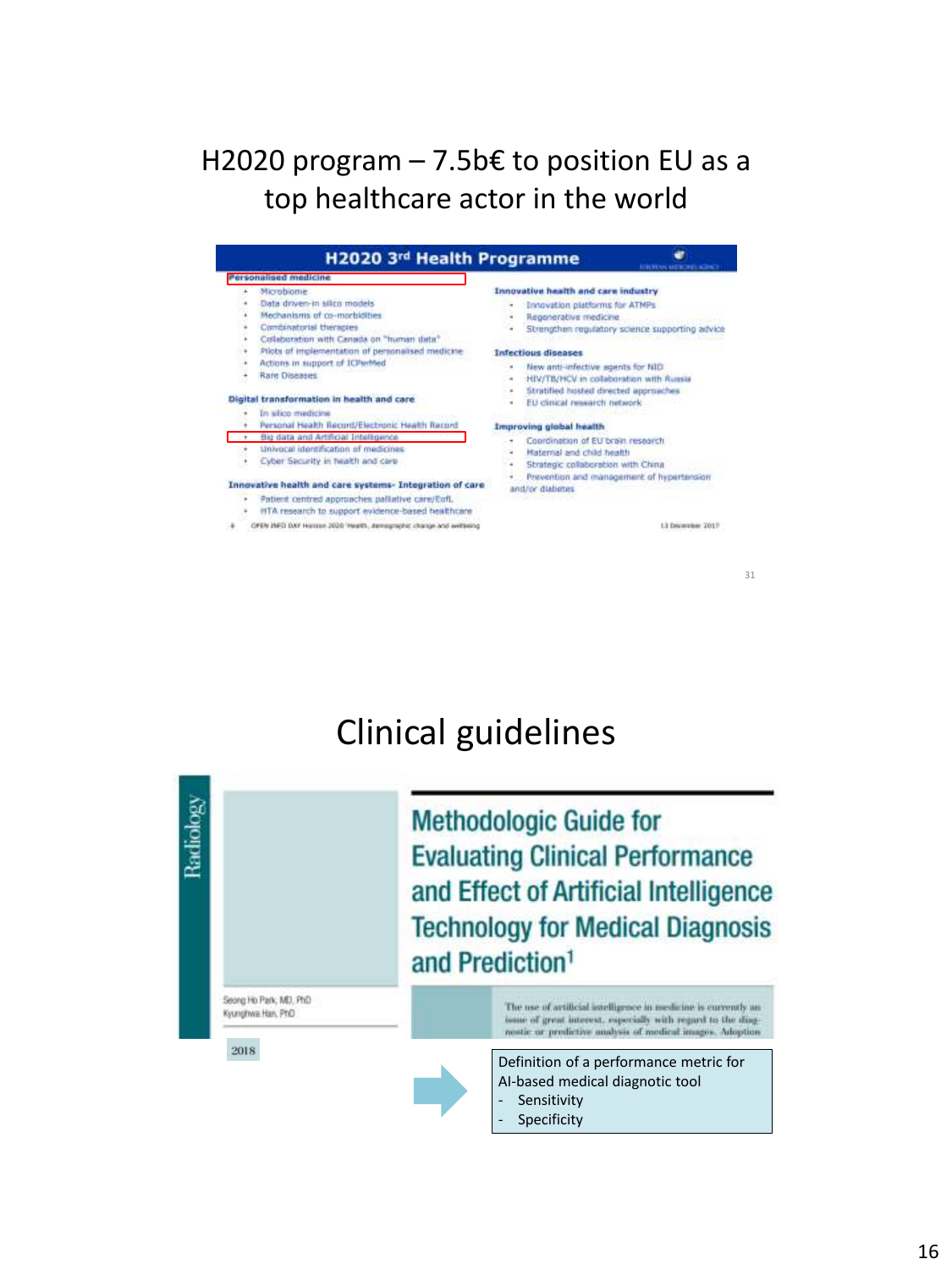# H2020 program – 7.5b€ to position EU as a top healthcare actor in the world

## H2020 3rd Health Programme

**Personalised medicine**
- Microbiome
- Data driven-in silico models
- Mechanisms of co-morbidities
- Combinatorial therapies
- Collaboration with Canada on "human data"
- Pilots of implementation of personalised medicine
- Actions in support of ICPerMed
- Rare Diseases

**Digital transformation in health and care**
- In silico medicine
- Personal Health Record/Electronic Health Record
- Big data and Artificial Intelligence
- Univocal identification of medicines
- Cyber Security in health and care

**Innovative health and care systems- Integration of care**
- Patient centred approaches palliative care/EofL
- HTA research to support evidence-based healthcare

**Innovative health and care industry**
- Innovation platforms for ATMPs
- Regenerative medicine
- Strengthen regulatory science supporting advice

**Infectious diseases**
- New anti-infective agents for NID
- HIV/TB/HCV in collaboration with Russia
- Stratified hosted directed approaches
- EU clinical research network

**Improving global health**
- Coordination of EU brain research
- Maternal and child health
- Strategic collaboration with China
- Prevention and management of hypertension and/or diabetes

OPEN INFO DAY Horizon 2020 'Health, demographic change and wellbeing' — 13 December 2017

# Clinical guidelines

Radiology

## Methodologic Guide for Evaluating Clinical Performance and Effect of Artificial Intelligence Technology for Medical Diagnosis and Prediction[1]

Seong Ho Park, MD, PhD
Kyunghwa Han, PhD

2018

The use of artificial intelligence in medicine is currently an issue of great interest, especially with regard to the diagnostic or predictive analysis of medical images. Adoption

Definition of a performance metric for AI-based medical diagnotic tool
- Sensitivity
- Specificity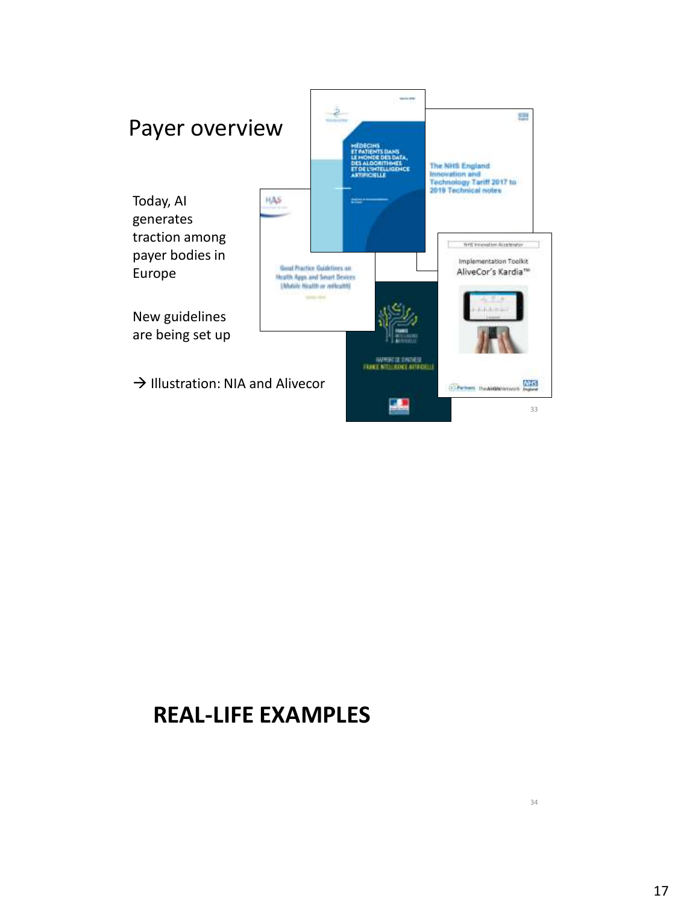## Payer overview

Today, AI generates traction among payer bodies in Europe

New guidelines are being set up

→ Illustration: NIA and Alivecor

MÉDECINS ET PATIENTS DANS LE MONDE DES DATA, DES ALGORITHMES ET DE L'INTELLIGENCE ARTIFICIELLE

The NHS England Innovation and Technology Tariff 2017 to 2019 Technical notes

Good Practice Guidelines on Health Apps and Smart Devices (Mobile Health or mHealth)

RAPPORT DE SYNTHÈSE FRANCE INTELLIGENCE ARTIFICIELLE

NHS Innovation Accelerator

Implementation Toolkit

AliveCor's Kardia™

## REAL-LIFE EXAMPLES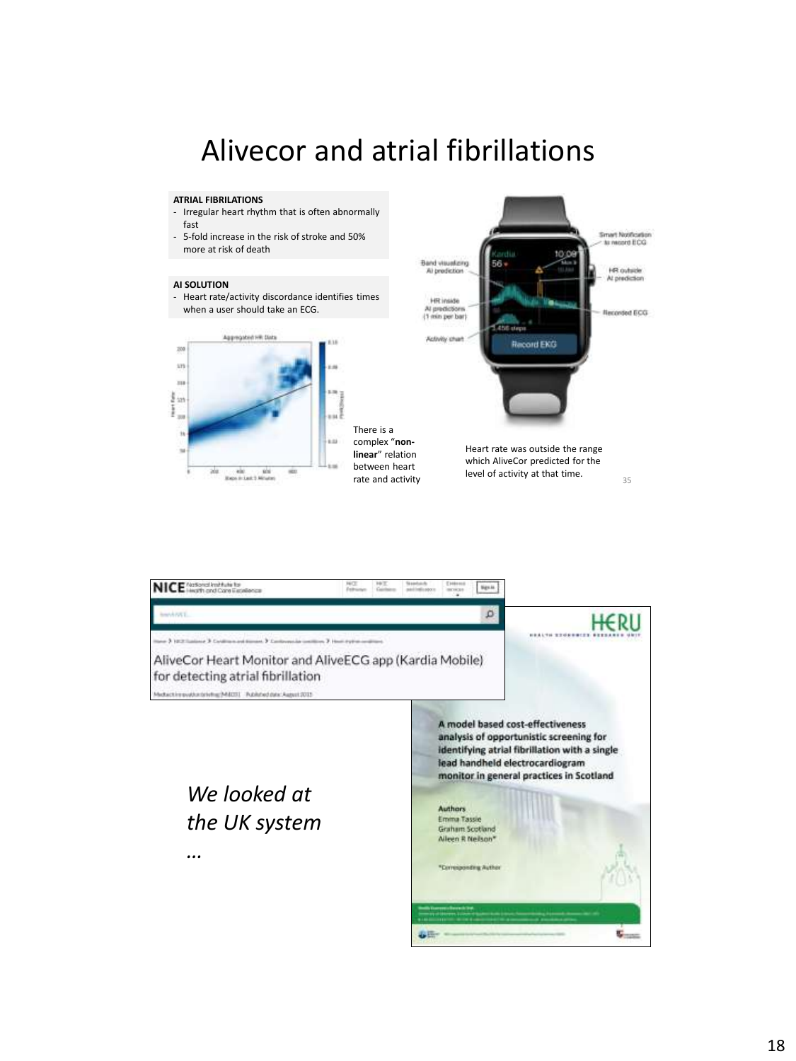# Alivecor and atrial fibrillations

**ATRIAL FIBRILATIONS**

- Irregular heart rhythm that is often abnormally fast
- 5-fold increase in the risk of stroke and 50% more at risk of death

**AI SOLUTION**

- Heart rate/activity discordance identifies times when a user should take an ECG.

There is a complex "**non-linear**" relation between heart rate and activity

Heart rate was outside the range which AliveCor predicted for the level of activity at that time.

AliveCor Heart Monitor and AliveECG app (Kardia Mobile) for detecting atrial fibrillation

**A model based cost-effectiveness analysis of opportunistic screening for identifying atrial fibrillation with a single lead handheld electrocardiogram monitor in general practices in Scotland**

**Authors**
Emma Tassie
Graham Scotland
Aileen R Neilson*

*Corresponding Author

*We looked at the UK system …*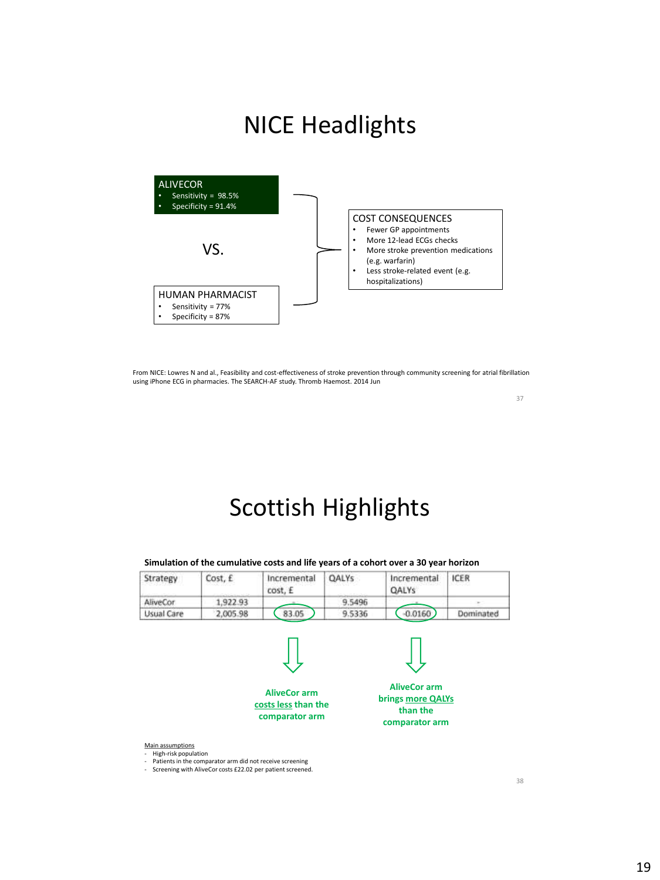# NICE Headlights

**ALIVECOR**
- Sensitivity = 98.5%
- Specificity = 91.4%

VS.

**HUMAN PHARMACIST**
- Sensitivity = 77%
- Specificity = 87%

**COST CONSEQUENCES**
- Fewer GP appointments
- More 12-lead ECGs checks
- More stroke prevention medications (e.g. warfarin)
- Less stroke-related event (e.g. hospitalizations)

From NICE: Lowres N and al., Feasibility and cost-effectiveness of stroke prevention through community screening for atrial fibrillation using iPhone ECG in pharmacies. The SEARCH-AF study. Thromb Haemost. 2014 Jun

# Scottish Highlights

**Simulation of the cumulative costs and life years of a cohort over a 30 year horizon**

| Strategy | Cost, £ | Incremental cost, £ | QALYs | Incremental QALYs | ICER |
|---|---|---|---|---|---|
| AliveCor | 1,922.93 | - | 9.5496 | - | - |
| Usual Care | 2,005.98 | 83.05 | 9.5336 | -0.0160 | Dominated |

**AliveCor arm costs less than the comparator arm**

**AliveCor arm brings more QALYs than the comparator arm**

Main assumptions
- High-risk population
- Patients in the comparator arm did not receive screening
- Screening with AliveCor costs £22.02 per patient screened.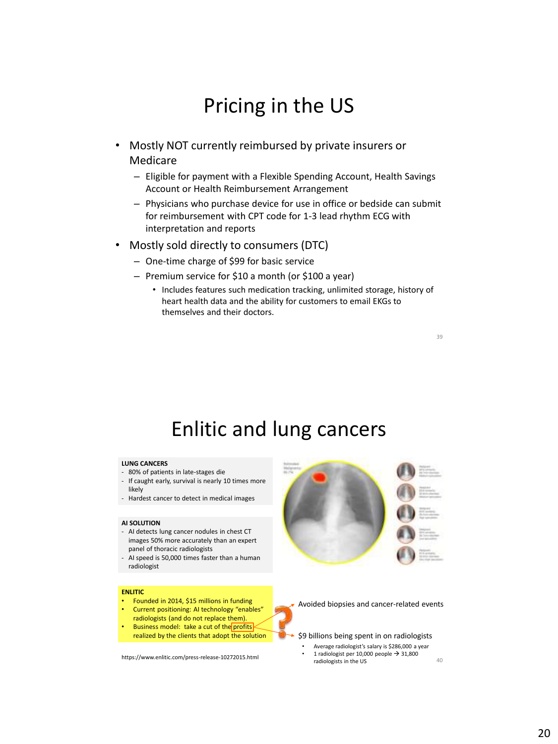# Pricing in the US

- Mostly NOT currently reimbursed by private insurers or Medicare
  - Eligible for payment with a Flexible Spending Account, Health Savings Account or Health Reimbursement Arrangement
  - Physicians who purchase device for use in office or bedside can submit for reimbursement with CPT code for 1-3 lead rhythm ECG with interpretation and reports
- Mostly sold directly to consumers (DTC)
  - One-time charge of $99 for basic service
  - Premium service for $10 a month (or $100 a year)
    - Includes features such medication tracking, unlimited storage, history of heart health data and the ability for customers to email EKGs to themselves and their doctors.

# Enlitic and lung cancers

**LUNG CANCERS**

- 80% of patients in late-stages die
- If caught early, survival is nearly 10 times more likely
- Hardest cancer to detect in medical images

**AI SOLUTION**

- AI detects lung cancer nodules in chest CT images 50% more accurately than an expert panel of thoracic radiologists
- AI speed is 50,000 times faster than a human radiologist

**ENLITIC**

- Founded in 2014, $15 millions in funding
- Current positioning: AI technology "enables" radiologists (and do not replace them).
- Business model: take a cut of the profits realized by the clients that adopt the solution

→ Avoided biopsies and cancer-related events

→ $9 billions being spent in on radiologists

- Average radiologist's salary is $286,000 a year
- 1 radiologist per 10,000 people → 31,800 radiologists in the US

https://www.enlitic.com/press-release-10272015.html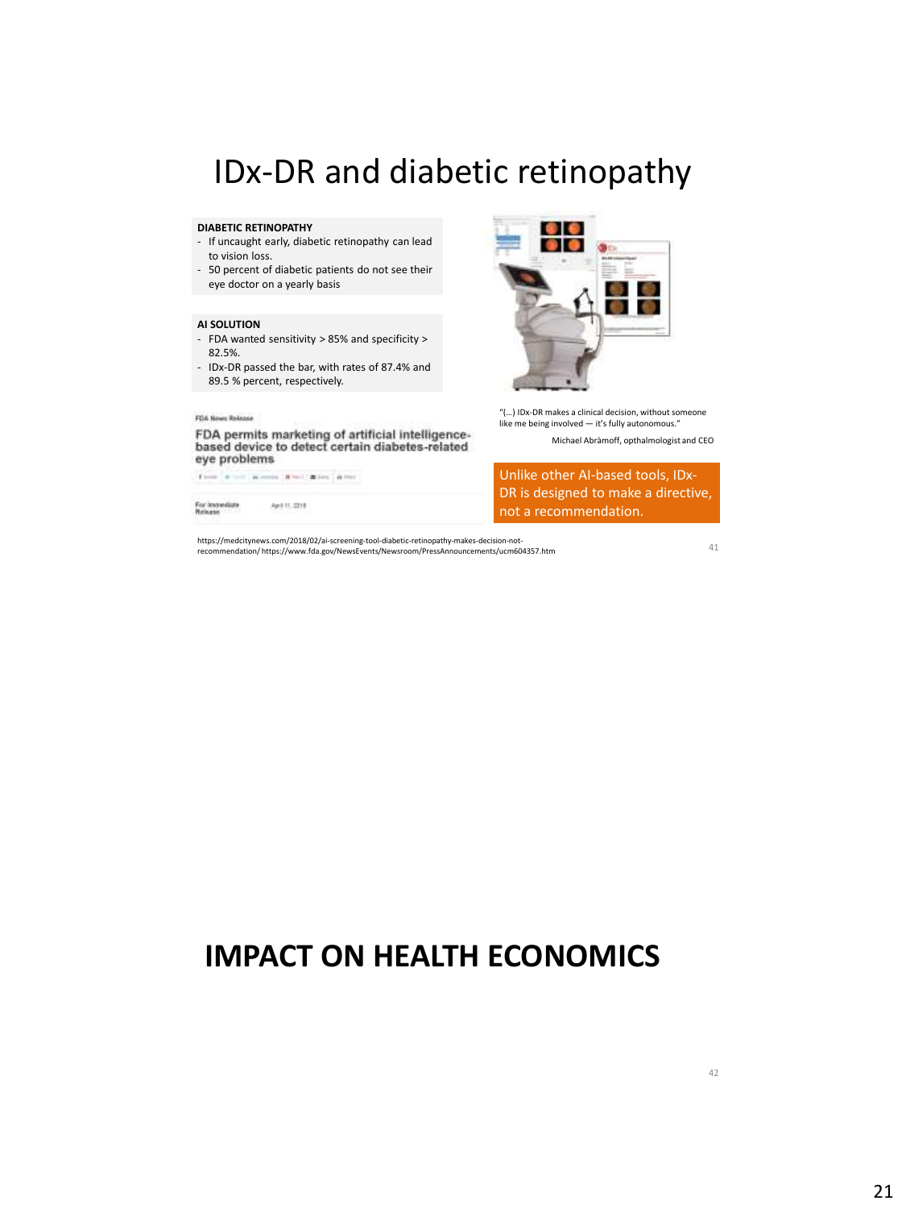# IDx-DR and diabetic retinopathy

**DIABETIC RETINOPATHY**

- If uncaught early, diabetic retinopathy can lead to vision loss.
- 50 percent of diabetic patients do not see their eye doctor on a yearly basis

**AI SOLUTION**

- FDA wanted sensitivity > 85% and specificity > 82.5%.
- IDx-DR passed the bar, with rates of 87.4% and 89.5 % percent, respectively.

FDA News Release

**FDA permits marketing of artificial intelligence-based device to detect certain diabetes-related eye problems**

For Immediate Release April 11, 2018

"(...) IDx-DR makes a clinical decision, without someone like me being involved — it's fully autonomous."

Michael Abràmoff, opthalmologist and CEO

Unlike other AI-based tools, IDx-DR is designed to make a directive, not a recommendation.

https://medcitynews.com/2018/02/ai-screening-tool-diabetic-retinopathy-makes-decision-not-recommendation/ https://www.fda.gov/NewsEvents/Newsroom/PressAnnouncements/ucm604357.htm

# IMPACT ON HEALTH ECONOMICS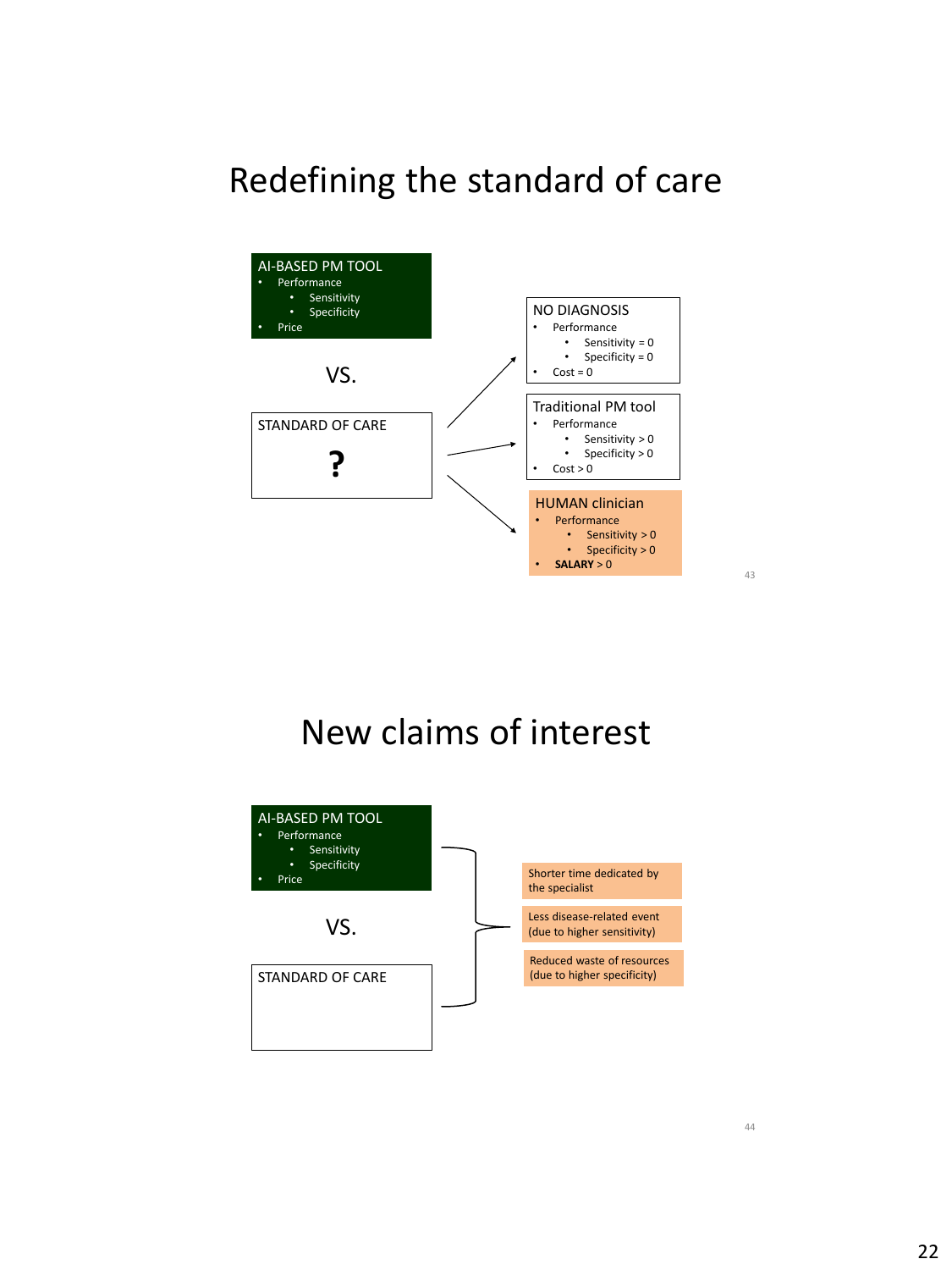# Redefining the standard of care

**AI-BASED PM TOOL**
- Performance
  - Sensitivity
  - Specificity
- Price

VS.

**STANDARD OF CARE**

?

**NO DIAGNOSIS**
- Performance
  - Sensitivity = 0
  - Specificity = 0
- Cost = 0

**Traditional PM tool**
- Performance
  - Sensitivity > 0
  - Specificity > 0
- Cost > 0

**HUMAN clinician**
- Performance
  - Sensitivity > 0
  - Specificity > 0
- **SALARY** > 0

# New claims of interest

**AI-BASED PM TOOL**
- Performance
  - Sensitivity
  - Specificity
- Price

VS.

**STANDARD OF CARE**

- Shorter time dedicated by the specialist
- Less disease-related event (due to higher sensitivity)
- Reduced waste of resources (due to higher specificity)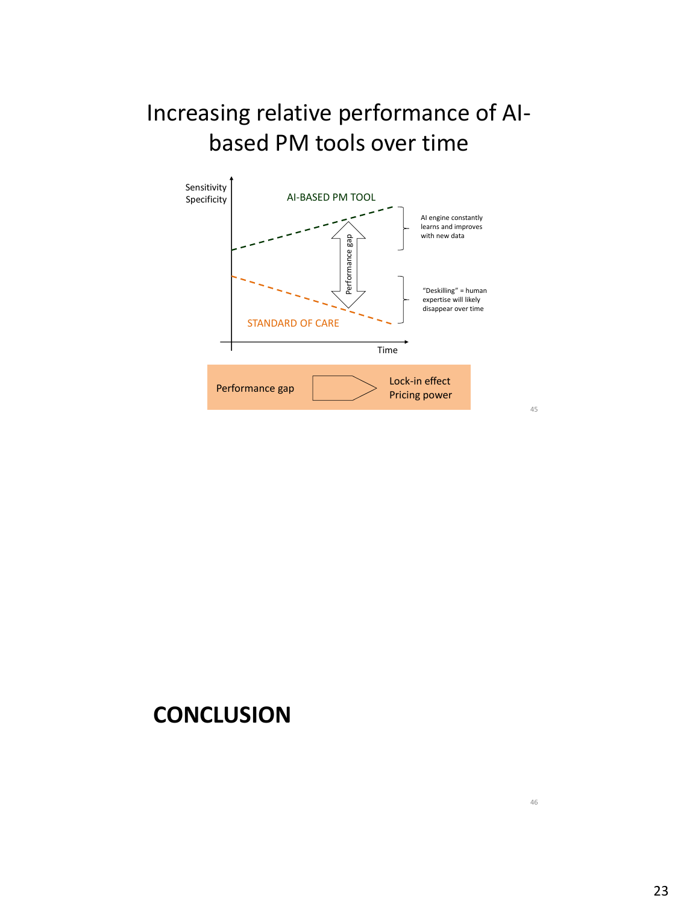# Increasing relative performance of AI-based PM tools over time

Sensitivity
Specificity

AI-BASED PM TOOL

AI engine constantly learns and improves with new data

Performance gap

"Deskilling" = human expertise will likely disappear over time

STANDARD OF CARE

Time

Performance gap → Lock-in effect
Pricing power

# CONCLUSION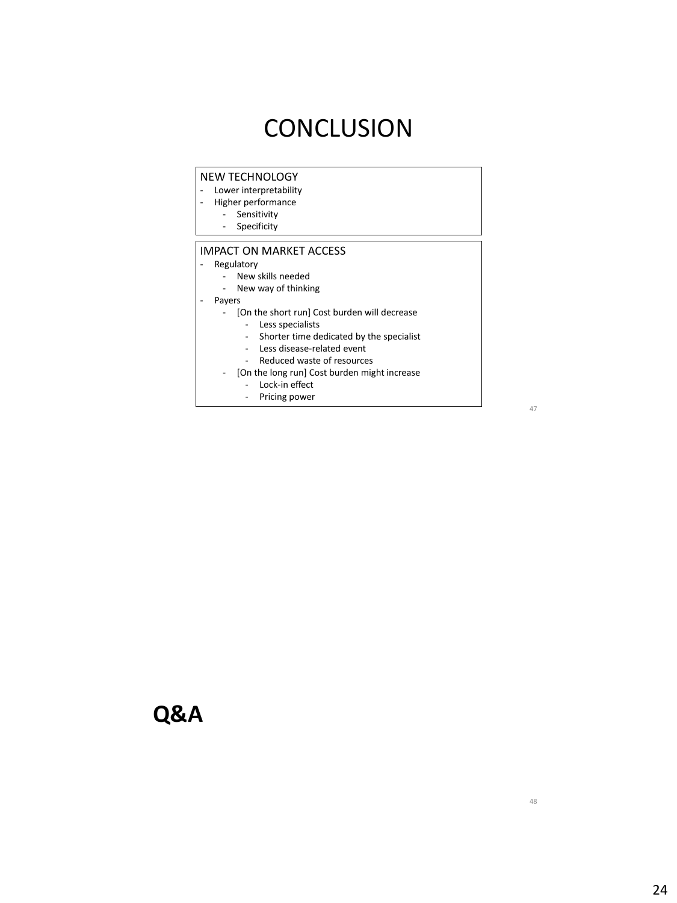# CONCLUSION

NEW TECHNOLOGY

- Lower interpretability
- Higher performance
    - Sensitivity
    - Specificity

IMPACT ON MARKET ACCESS

- Regulatory
    - New skills needed
    - New way of thinking
- Payers
    - [On the short run] Cost burden will decrease
        - Less specialists
        - Shorter time dedicated by the specialist
        - Less disease-related event
        - Reduced waste of resources
    - [On the long run] Cost burden might increase
        - Lock-in effect
        - Pricing power

# Q&A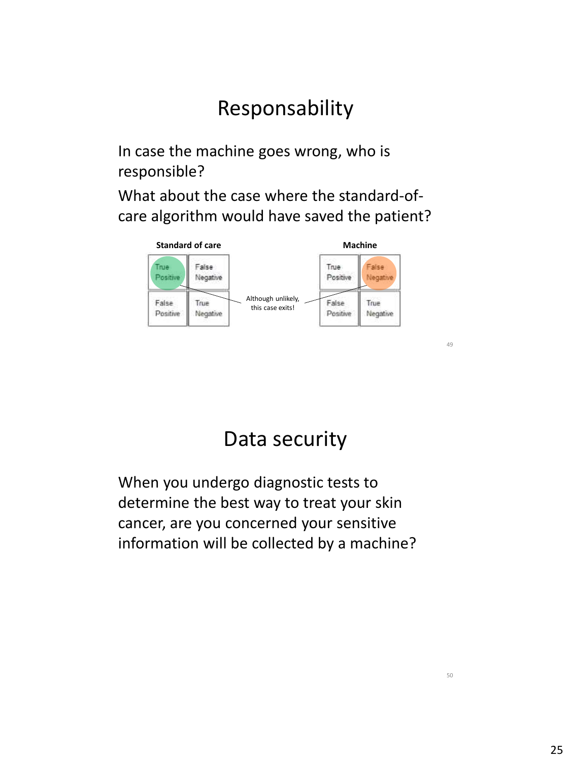# Responsability

In case the machine goes wrong, who is responsible?

What about the case where the standard-of-care algorithm would have saved the patient?

**Standard of care**

| True Positive | False Negative |
|---|---|
| False Positive | True Negative |

**Machine**

| True Positive | False Negative |
|---|---|
| False Positive | True Negative |

Although unlikely, this case exits!

# Data security

When you undergo diagnostic tests to determine the best way to treat your skin cancer, are you concerned your sensitive information will be collected by a machine?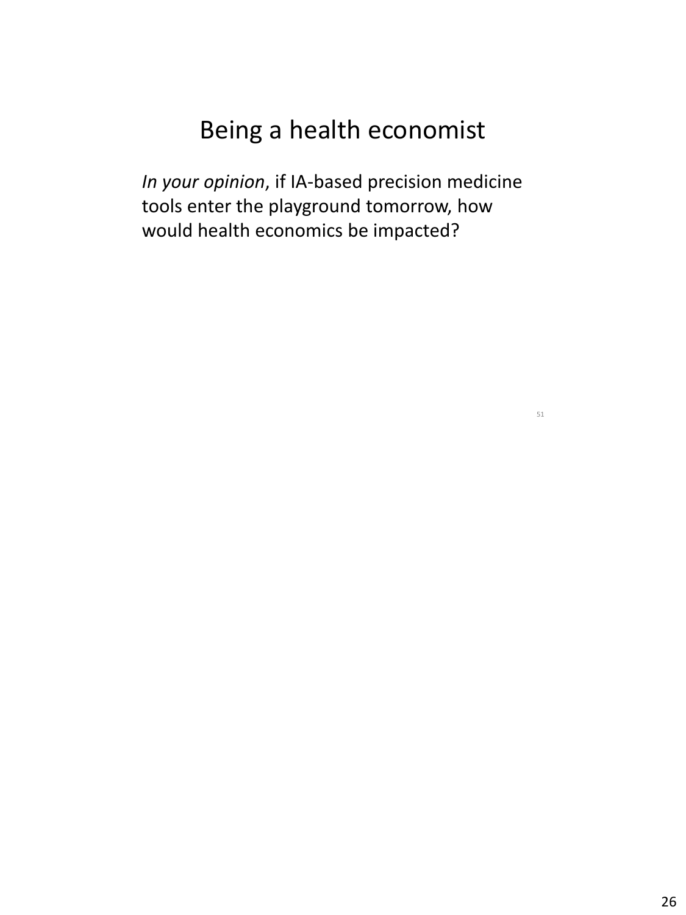# Being a health economist

*In your opinion*, if IA-based precision medicine tools enter the playground tomorrow, how would health economics be impacted?